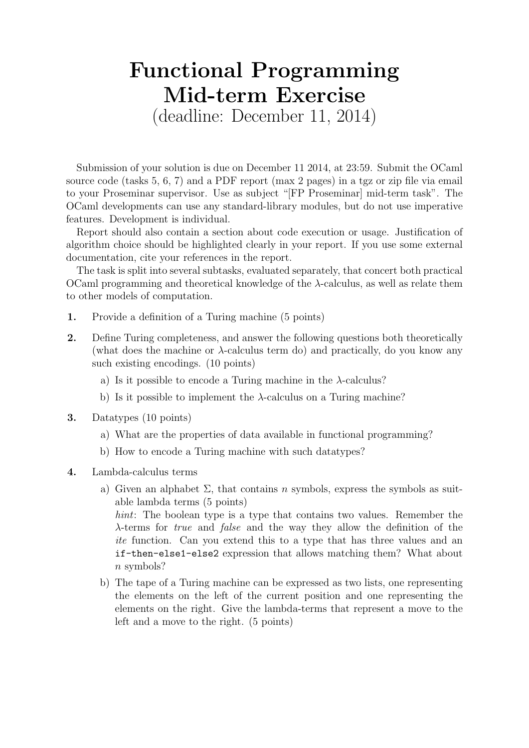# Functional Programming Mid-term Exercise

(deadline: December 11, 2014)

Submission of your solution is due on December 11 2014, at 23:59. Submit the OCaml source code (tasks 5, 6, 7) and a PDF report (max 2 pages) in a tgz or zip file via email to your Proseminar supervisor. Use as subject "[FP Proseminar] mid-term task". The OCaml developments can use any standard-library modules, but do not use imperative features. Development is individual.

Report should also contain a section about code execution or usage. Justification of algorithm choice should be highlighted clearly in your report. If you use some external documentation, cite your references in the report.

The task is split into several subtasks, evaluated separately, that concert both practical OCaml programming and theoretical knowledge of the $\lambda$-calculus, as well as relate them to other models of computation.

**1.** Provide a definition of a Turing machine (5 points)

**2.** Define Turing completeness, and answer the following questions both theoretically (what does the machine or $\lambda$-calculus term do) and practically, do you know any such existing encodings. (10 points)

   a) Is it possible to encode a Turing machine in the $\lambda$-calculus?

   b) Is it possible to implement the $\lambda$-calculus on a Turing machine?

**3.** Datatypes (10 points)

   a) What are the properties of data available in functional programming?

   b) How to encode a Turing machine with such datatypes?

**4.** Lambda-calculus terms

   a) Given an alphabet $\Sigma$, that contains $n$ symbols, express the symbols as suitable lambda terms (5 points)
   *hint*: The boolean type is a type that contains two values. Remember the $\lambda$-terms for *true* and *false* and the way they allow the definition of the *ite* function. Can you extend this to a type that has three values and an `if-then-else1-else2` expression that allows matching them? What about $n$ symbols?

   b) The tape of a Turing machine can be expressed as two lists, one representing the elements on the left of the current position and one representing the elements on the right. Give the lambda-terms that represent a move to the left and a move to the right. (5 points)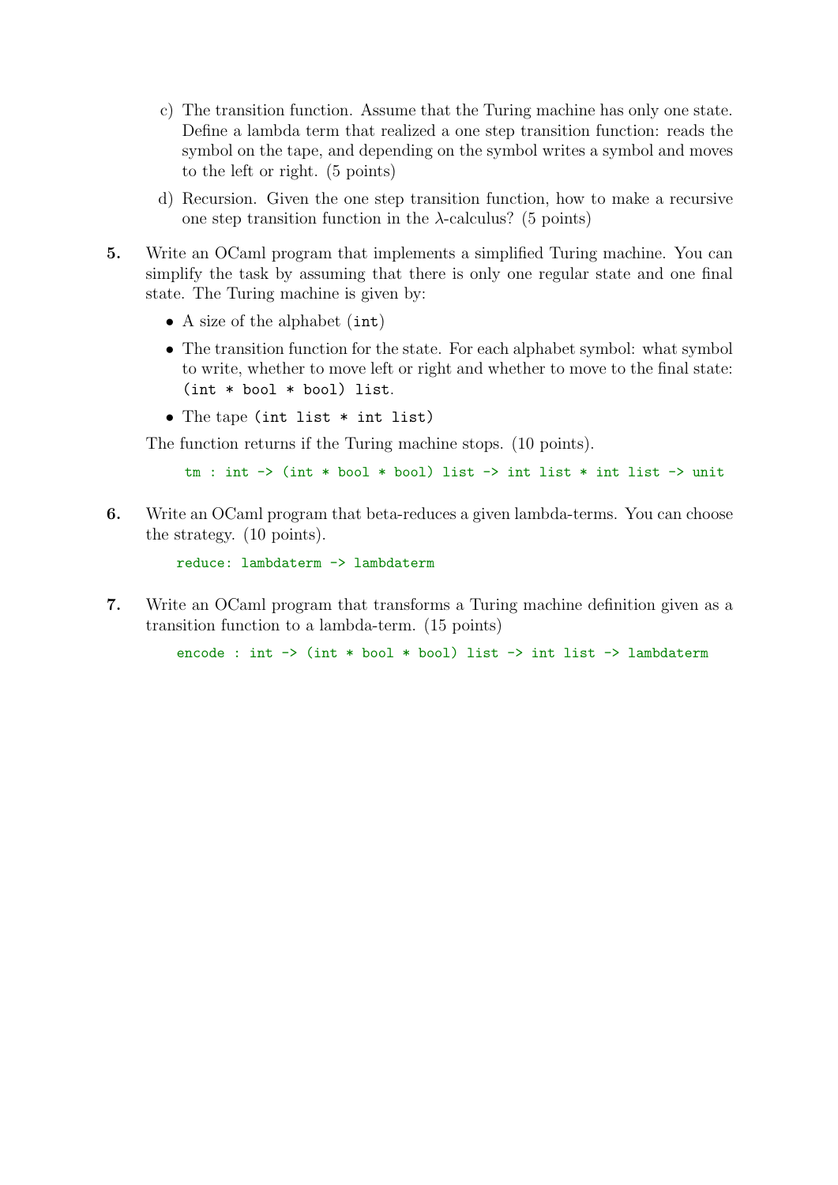c) The transition function. Assume that the Turing machine has only one state. Define a lambda term that realized a one step transition function: reads the symbol on the tape, and depending on the symbol writes a symbol and moves to the left or right. (5 points)

d) Recursion. Given the one step transition function, how to make a recursive one step transition function in the $\lambda$-calculus? (5 points)

**5.** Write an OCaml program that implements a simplified Turing machine. You can simplify the task by assuming that there is only one regular state and one final state. The Turing machine is given by:

- A size of the alphabet (`int`)
- The transition function for the state. For each alphabet symbol: what symbol to write, whether to move left or right and whether to move to the final state: `(int * bool * bool) list`.
- The tape `(int list * int list)`

The function returns if the Turing machine stops. (10 points).

```
tm : int -> (int * bool * bool) list -> int list * int list -> unit
```

**6.** Write an OCaml program that beta-reduces a given lambda-terms. You can choose the strategy. (10 points).

```
reduce: lambdaterm -> lambdaterm
```

**7.** Write an OCaml program that transforms a Turing machine definition given as a transition function to a lambda-term. (15 points)

```
encode : int -> (int * bool * bool) list -> int list -> lambdaterm
```